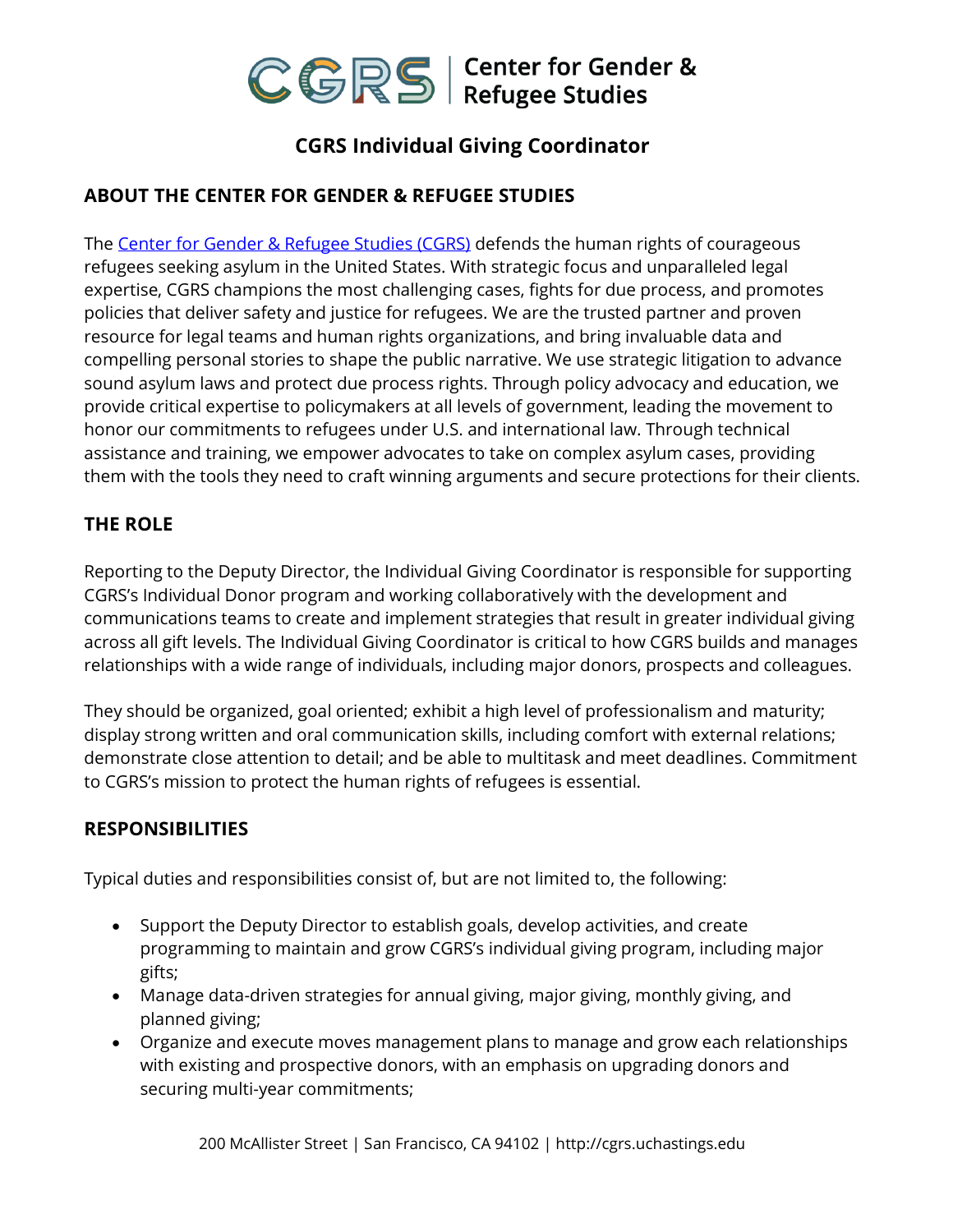CGRS | Center for Gender & Refugee Studies

# CGRS Individual Giving Coordinator

## ABOUT THE CENTER FOR GENDER & REFUGEE STUDIES

The Center for Gender & Refugee Studies (CGRS) defends the human rights of courageous refugees seeking asylum in the United States. With strategic focus and unparalleled legal expertise, CGRS champions the most challenging cases, fights for due process, and promotes policies that deliver safety and justice for refugees. We are the trusted partner and proven resource for legal teams and human rights organizations, and bring invaluable data and compelling personal stories to shape the public narrative. We use strategic litigation to advance sound asylum laws and protect due process rights. Through policy advocacy and education, we provide critical expertise to policymakers at all levels of government, leading the movement to honor our commitments to refugees under U.S. and international law. Through technical assistance and training, we empower advocates to take on complex asylum cases, providing them with the tools they need to craft winning arguments and secure protections for their clients.

## THE ROLE

Reporting to the Deputy Director, the Individual Giving Coordinator is responsible for supporting CGRS's Individual Donor program and working collaboratively with the development and communications teams to create and implement strategies that result in greater individual giving across all gift levels. The Individual Giving Coordinator is critical to how CGRS builds and manages relationships with a wide range of individuals, including major donors, prospects and colleagues.

They should be organized, goal oriented; exhibit a high level of professionalism and maturity; display strong written and oral communication skills, including comfort with external relations; demonstrate close attention to detail; and be able to multitask and meet deadlines. Commitment to CGRS's mission to protect the human rights of refugees is essential.

## RESPONSIBILITIES

Typical duties and responsibilities consist of, but are not limited to, the following:

- Support the Deputy Director to establish goals, develop activities, and create programming to maintain and grow CGRS's individual giving program, including major gifts;
- Manage data-driven strategies for annual giving, major giving, monthly giving, and planned giving;
- Organize and execute moves management plans to manage and grow each relationships with existing and prospective donors, with an emphasis on upgrading donors and securing multi-year commitments;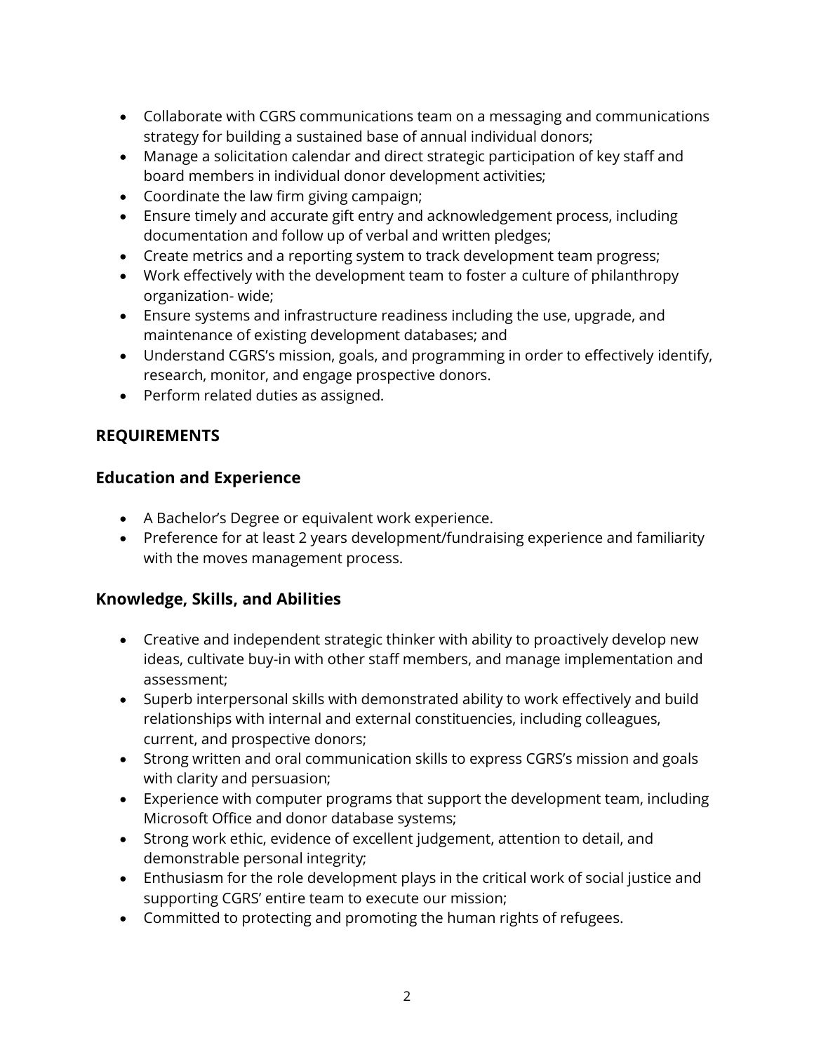- Collaborate with CGRS communications team on a messaging and communications strategy for building a sustained base of annual individual donors;
- Manage a solicitation calendar and direct strategic participation of key staff and board members in individual donor development activities;
- Coordinate the law firm giving campaign;
- Ensure timely and accurate gift entry and acknowledgement process, including documentation and follow up of verbal and written pledges;
- Create metrics and a reporting system to track development team progress;
- Work effectively with the development team to foster a culture of philanthropy organization- wide;
- Ensure systems and infrastructure readiness including the use, upgrade, and maintenance of existing development databases; and
- Understand CGRS's mission, goals, and programming in order to effectively identify, research, monitor, and engage prospective donors.
- Perform related duties as assigned.

## REQUIREMENTS

### Education and Experience

- A Bachelor's Degree or equivalent work experience.
- Preference for at least 2 years development/fundraising experience and familiarity with the moves management process.

### Knowledge, Skills, and Abilities

- Creative and independent strategic thinker with ability to proactively develop new ideas, cultivate buy-in with other staff members, and manage implementation and assessment;
- Superb interpersonal skills with demonstrated ability to work effectively and build relationships with internal and external constituencies, including colleagues, current, and prospective donors;
- Strong written and oral communication skills to express CGRS's mission and goals with clarity and persuasion;
- Experience with computer programs that support the development team, including Microsoft Office and donor database systems;
- Strong work ethic, evidence of excellent judgement, attention to detail, and demonstrable personal integrity;
- Enthusiasm for the role development plays in the critical work of social justice and supporting CGRS' entire team to execute our mission;
- Committed to protecting and promoting the human rights of refugees.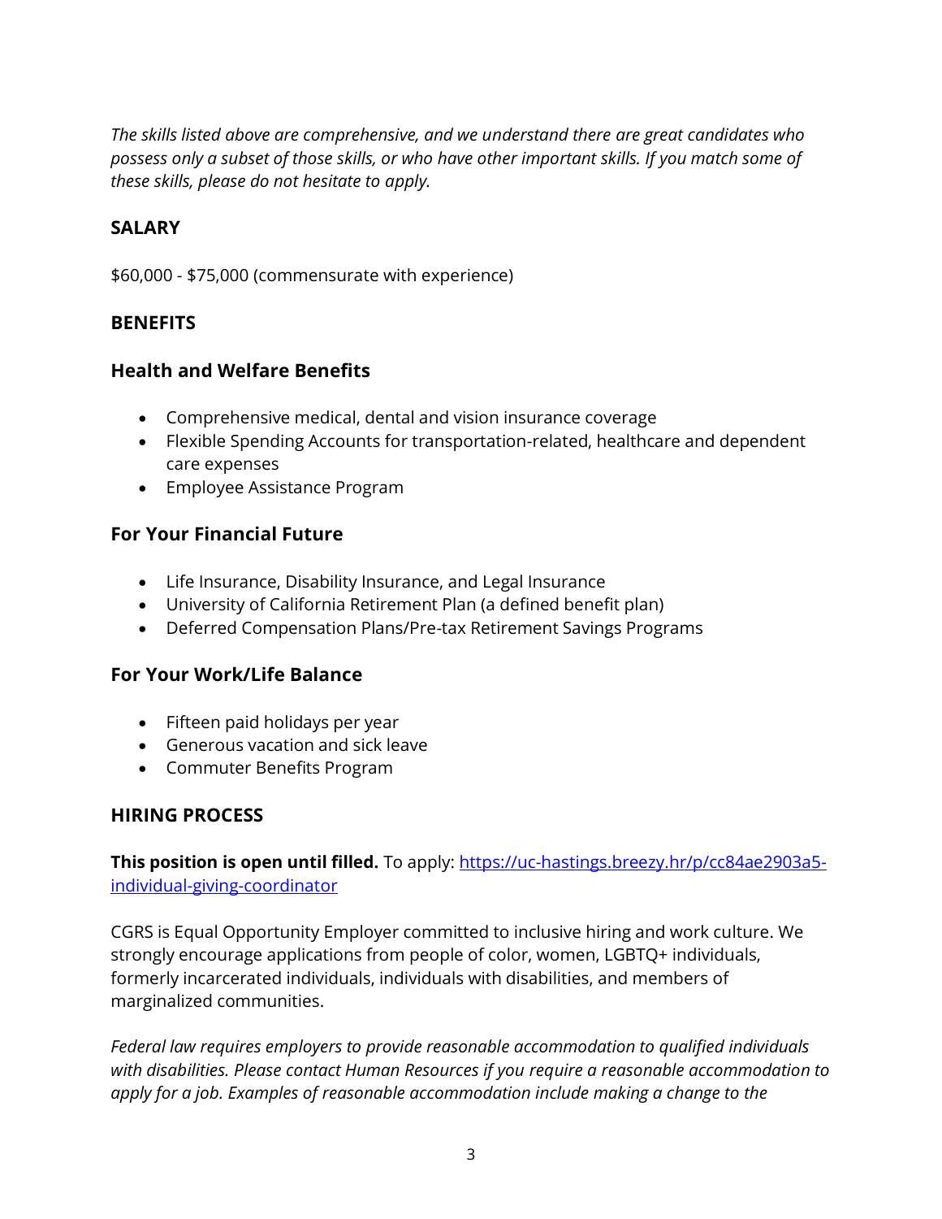*The skills listed above are comprehensive, and we understand there are great candidates who possess only a subset of those skills, or who have other important skills. If you match some of these skills, please do not hesitate to apply.*

## SALARY

$60,000 - $75,000 (commensurate with experience)

## BENEFITS

### Health and Welfare Benefits

- Comprehensive medical, dental and vision insurance coverage
- Flexible Spending Accounts for transportation-related, healthcare and dependent care expenses
- Employee Assistance Program

### For Your Financial Future

- Life Insurance, Disability Insurance, and Legal Insurance
- University of California Retirement Plan (a defined benefit plan)
- Deferred Compensation Plans/Pre-tax Retirement Savings Programs

### For Your Work/Life Balance

- Fifteen paid holidays per year
- Generous vacation and sick leave
- Commuter Benefits Program

## HIRING PROCESS

**This position is open until filled.** To apply: [https://uc-hastings.breezy.hr/p/cc84ae2903a5-individual-giving-coordinator](https://uc-hastings.breezy.hr/p/cc84ae2903a5-individual-giving-coordinator)

CGRS is Equal Opportunity Employer committed to inclusive hiring and work culture. We strongly encourage applications from people of color, women, LGBTQ+ individuals, formerly incarcerated individuals, individuals with disabilities, and members of marginalized communities.

*Federal law requires employers to provide reasonable accommodation to qualified individuals with disabilities. Please contact Human Resources if you require a reasonable accommodation to apply for a job. Examples of reasonable accommodation include making a change to the*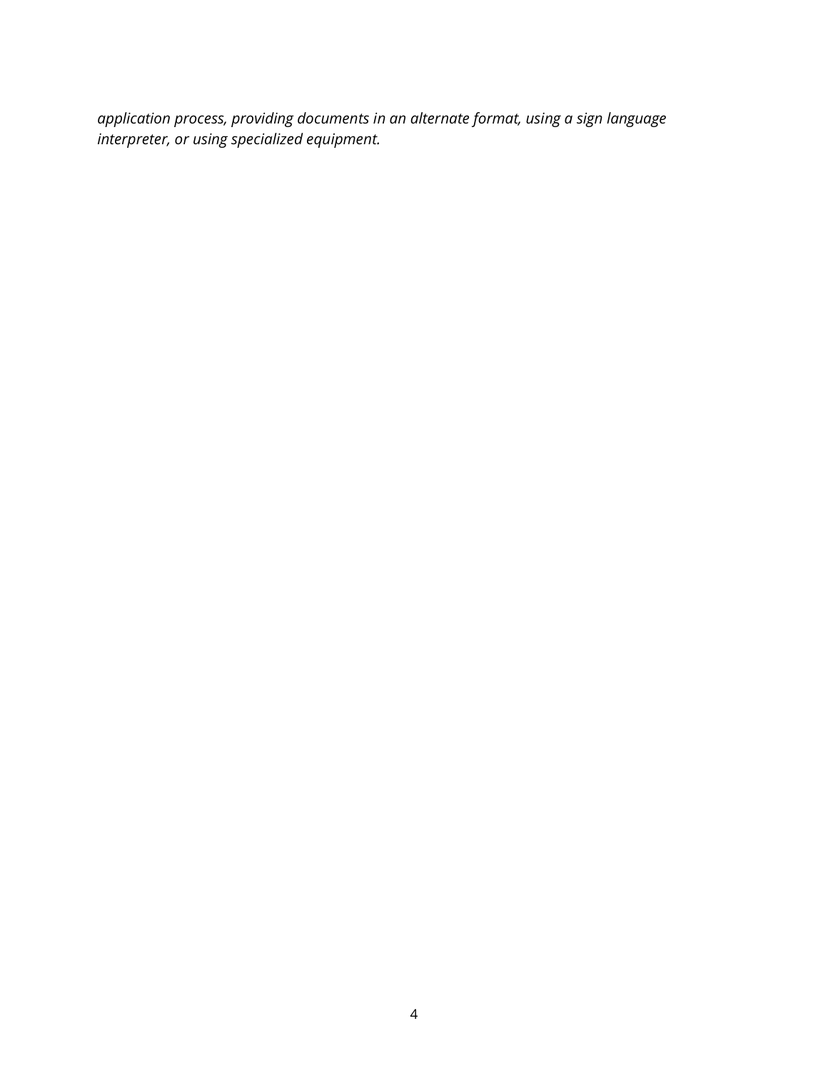*application process, providing documents in an alternate format, using a sign language interpreter, or using specialized equipment.*